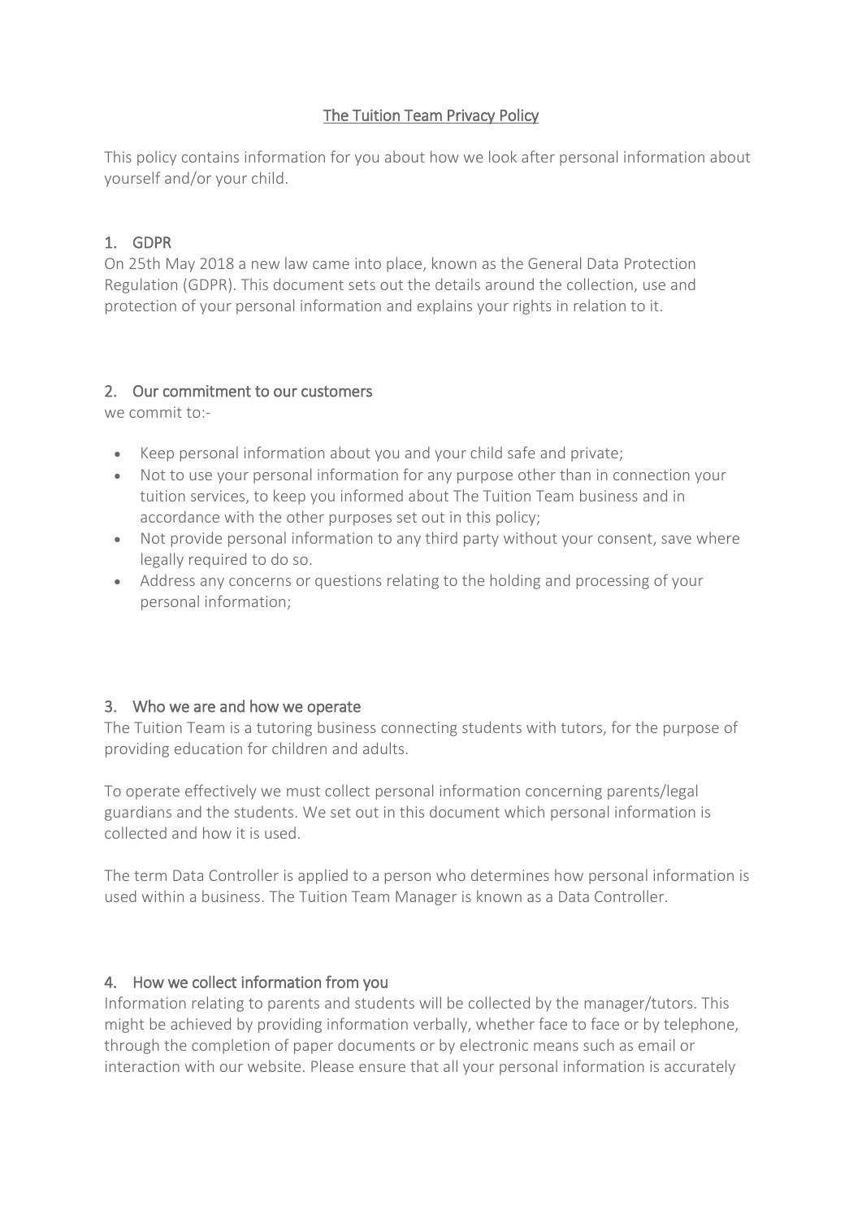# The Tuition Team Privacy Policy

This policy contains information for you about how we look after personal information about yourself and/or your child.

## 1. GDPR

On 25th May 2018 a new law came into place, known as the General Data Protection Regulation (GDPR). This document sets out the details around the collection, use and protection of your personal information and explains your rights in relation to it.

## 2. Our commitment to our customers

we commit to:-

- Keep personal information about you and your child safe and private;
- Not to use your personal information for any purpose other than in connection your tuition services, to keep you informed about The Tuition Team business and in accordance with the other purposes set out in this policy;
- Not provide personal information to any third party without your consent, save where legally required to do so.
- Address any concerns or questions relating to the holding and processing of your personal information;

## 3. Who we are and how we operate

The Tuition Team is a tutoring business connecting students with tutors, for the purpose of providing education for children and adults.

To operate effectively we must collect personal information concerning parents/legal guardians and the students. We set out in this document which personal information is collected and how it is used.

The term Data Controller is applied to a person who determines how personal information is used within a business. The Tuition Team Manager is known as a Data Controller.

## 4. How we collect information from you

Information relating to parents and students will be collected by the manager/tutors. This might be achieved by providing information verbally, whether face to face or by telephone, through the completion of paper documents or by electronic means such as email or interaction with our website. Please ensure that all your personal information is accurately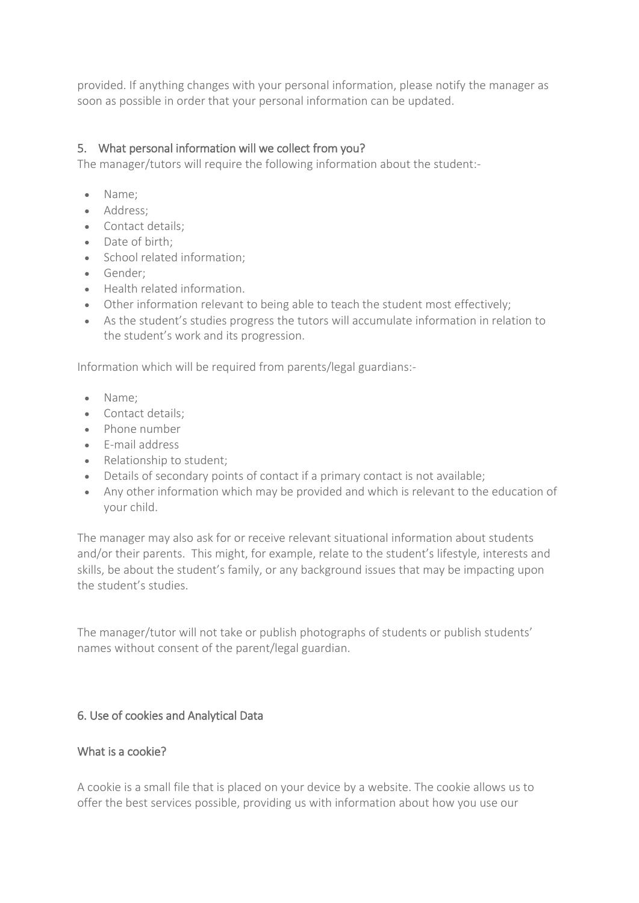provided. If anything changes with your personal information, please notify the manager as soon as possible in order that your personal information can be updated.

## 5. What personal information will we collect from you?

The manager/tutors will require the following information about the student:-

- Name;
- Address;
- Contact details;
- Date of birth;
- School related information;
- Gender;
- Health related information.
- Other information relevant to being able to teach the student most effectively;
- As the student's studies progress the tutors will accumulate information in relation to the student's work and its progression.

Information which will be required from parents/legal guardians:-

- Name;
- Contact details;
- Phone number
- E-mail address
- Relationship to student;
- Details of secondary points of contact if a primary contact is not available;
- Any other information which may be provided and which is relevant to the education of your child.

The manager may also ask for or receive relevant situational information about students and/or their parents. This might, for example, relate to the student's lifestyle, interests and skills, be about the student's family, or any background issues that may be impacting upon the student's studies.

The manager/tutor will not take or publish photographs of students or publish students' names without consent of the parent/legal guardian.

## 6. Use of cookies and Analytical Data

### What is a cookie?

A cookie is a small file that is placed on your device by a website. The cookie allows us to offer the best services possible, providing us with information about how you use our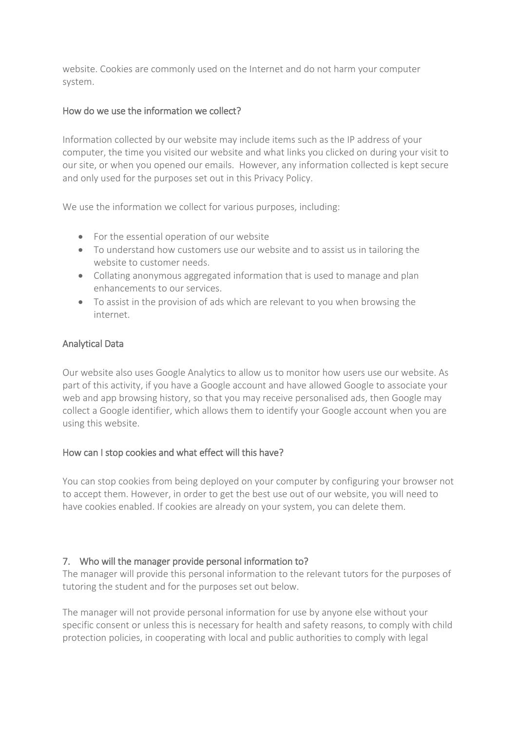website. Cookies are commonly used on the Internet and do not harm your computer system.

### How do we use the information we collect?

Information collected by our website may include items such as the IP address of your computer, the time you visited our website and what links you clicked on during your visit to our site, or when you opened our emails. However, any information collected is kept secure and only used for the purposes set out in this Privacy Policy.

We use the information we collect for various purposes, including:

- For the essential operation of our website
- To understand how customers use our website and to assist us in tailoring the website to customer needs.
- Collating anonymous aggregated information that is used to manage and plan enhancements to our services.
- To assist in the provision of ads which are relevant to you when browsing the internet.

### Analytical Data

Our website also uses Google Analytics to allow us to monitor how users use our website. As part of this activity, if you have a Google account and have allowed Google to associate your web and app browsing history, so that you may receive personalised ads, then Google may collect a Google identifier, which allows them to identify your Google account when you are using this website.

### How can I stop cookies and what effect will this have?

You can stop cookies from being deployed on your computer by configuring your browser not to accept them. However, in order to get the best use out of our website, you will need to have cookies enabled. If cookies are already on your system, you can delete them.

## 7. Who will the manager provide personal information to?

The manager will provide this personal information to the relevant tutors for the purposes of tutoring the student and for the purposes set out below.

The manager will not provide personal information for use by anyone else without your specific consent or unless this is necessary for health and safety reasons, to comply with child protection policies, in cooperating with local and public authorities to comply with legal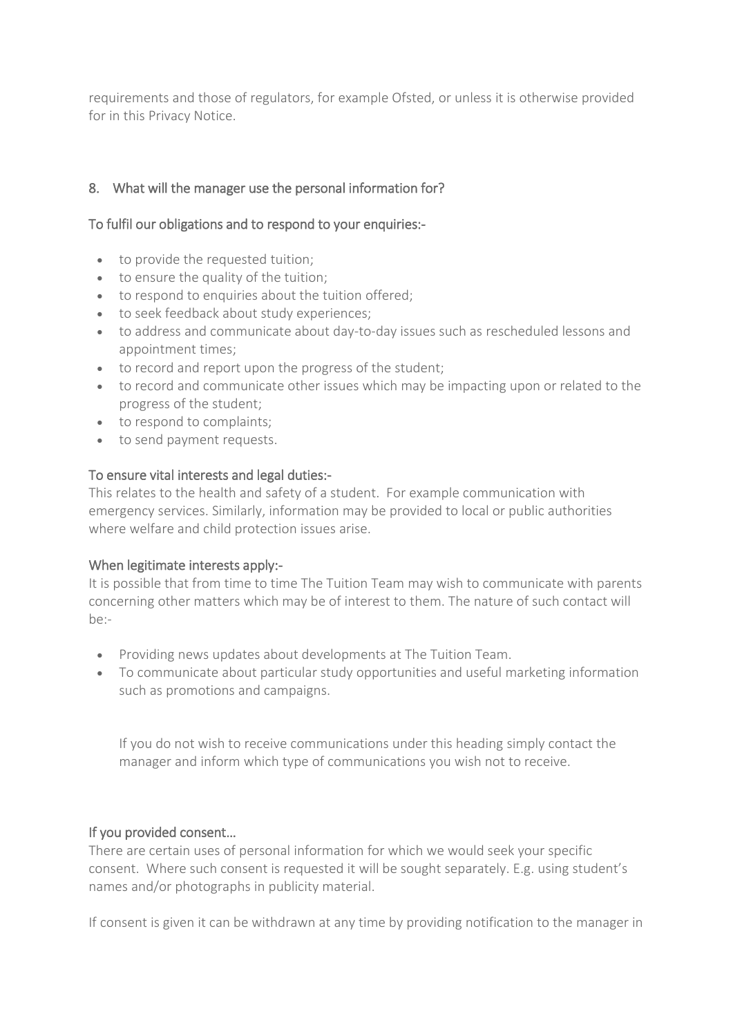requirements and those of regulators, for example Ofsted, or unless it is otherwise provided for in this Privacy Notice.

## 8. What will the manager use the personal information for?

### To fulfil our obligations and to respond to your enquiries:-

- to provide the requested tuition;
- to ensure the quality of the tuition;
- to respond to enquiries about the tuition offered;
- to seek feedback about study experiences;
- to address and communicate about day-to-day issues such as rescheduled lessons and appointment times;
- to record and report upon the progress of the student;
- to record and communicate other issues which may be impacting upon or related to the progress of the student;
- to respond to complaints;
- to send payment requests.

### To ensure vital interests and legal duties:-

This relates to the health and safety of a student. For example communication with emergency services. Similarly, information may be provided to local or public authorities where welfare and child protection issues arise.

### When legitimate interests apply:-

It is possible that from time to time The Tuition Team may wish to communicate with parents concerning other matters which may be of interest to them. The nature of such contact will be:-

- Providing news updates about developments at The Tuition Team.
- To communicate about particular study opportunities and useful marketing information such as promotions and campaigns.

If you do not wish to receive communications under this heading simply contact the manager and inform which type of communications you wish not to receive.

### If you provided consent…

There are certain uses of personal information for which we would seek your specific consent. Where such consent is requested it will be sought separately. E.g. using student's names and/or photographs in publicity material.

If consent is given it can be withdrawn at any time by providing notification to the manager in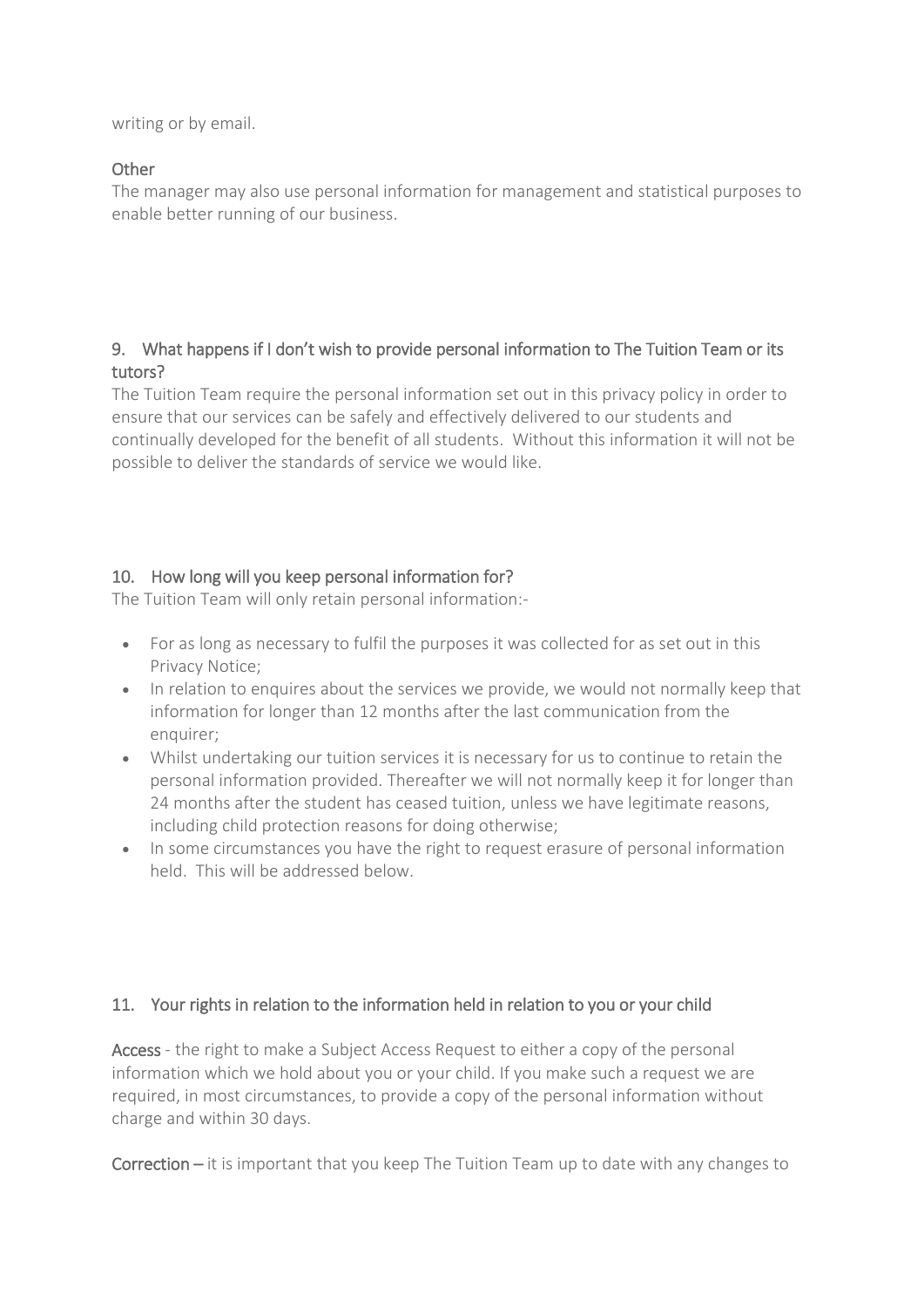writing or by email.

### Other

The manager may also use personal information for management and statistical purposes to enable better running of our business.

## 9. What happens if I don't wish to provide personal information to The Tuition Team or its tutors?

The Tuition Team require the personal information set out in this privacy policy in order to ensure that our services can be safely and effectively delivered to our students and continually developed for the benefit of all students. Without this information it will not be possible to deliver the standards of service we would like.

## 10. How long will you keep personal information for?

The Tuition Team will only retain personal information:-

- For as long as necessary to fulfil the purposes it was collected for as set out in this Privacy Notice;
- In relation to enquires about the services we provide, we would not normally keep that information for longer than 12 months after the last communication from the enquirer;
- Whilst undertaking our tuition services it is necessary for us to continue to retain the personal information provided. Thereafter we will not normally keep it for longer than 24 months after the student has ceased tuition, unless we have legitimate reasons, including child protection reasons for doing otherwise;
- In some circumstances you have the right to request erasure of personal information held. This will be addressed below.

## 11. Your rights in relation to the information held in relation to you or your child

**Access** - the right to make a Subject Access Request to either a copy of the personal information which we hold about you or your child. If you make such a request we are required, in most circumstances, to provide a copy of the personal information without charge and within 30 days.

**Correction** – it is important that you keep The Tuition Team up to date with any changes to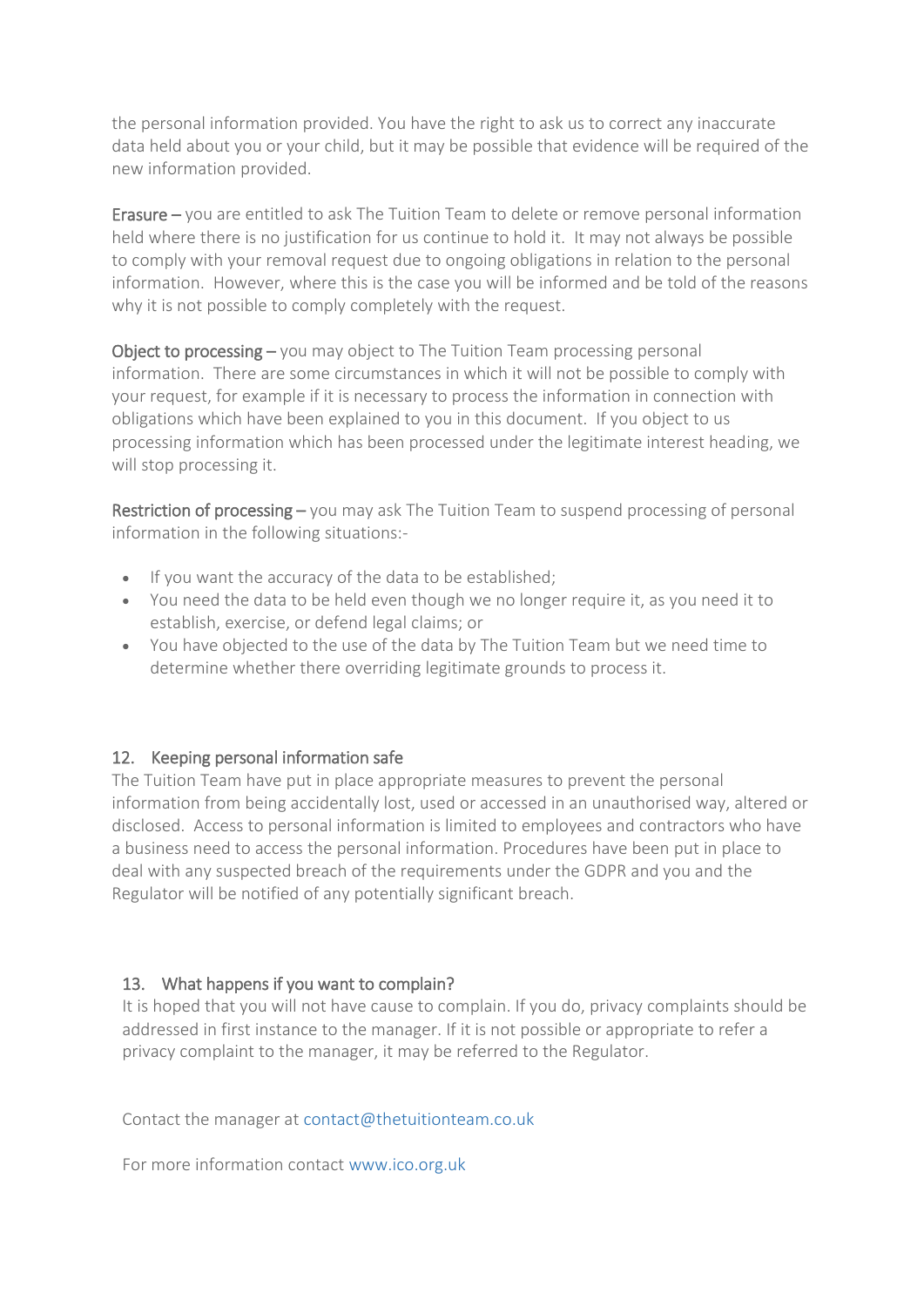the personal information provided. You have the right to ask us to correct any inaccurate data held about you or your child, but it may be possible that evidence will be required of the new information provided.

Erasure – you are entitled to ask The Tuition Team to delete or remove personal information held where there is no justification for us continue to hold it. It may not always be possible to comply with your removal request due to ongoing obligations in relation to the personal information. However, where this is the case you will be informed and be told of the reasons why it is not possible to comply completely with the request.

Object to processing – you may object to The Tuition Team processing personal information. There are some circumstances in which it will not be possible to comply with your request, for example if it is necessary to process the information in connection with obligations which have been explained to you in this document. If you object to us processing information which has been processed under the legitimate interest heading, we will stop processing it.

Restriction of processing – you may ask The Tuition Team to suspend processing of personal information in the following situations:-

- If you want the accuracy of the data to be established;
- You need the data to be held even though we no longer require it, as you need it to establish, exercise, or defend legal claims; or
- You have objected to the use of the data by The Tuition Team but we need time to determine whether there overriding legitimate grounds to process it.

## 12. Keeping personal information safe

The Tuition Team have put in place appropriate measures to prevent the personal information from being accidentally lost, used or accessed in an unauthorised way, altered or disclosed. Access to personal information is limited to employees and contractors who have a business need to access the personal information. Procedures have been put in place to deal with any suspected breach of the requirements under the GDPR and you and the Regulator will be notified of any potentially significant breach.

## 13. What happens if you want to complain?

It is hoped that you will not have cause to complain. If you do, privacy complaints should be addressed in first instance to the manager. If it is not possible or appropriate to refer a privacy complaint to the manager, it may be referred to the Regulator.

Contact the manager at contact@thetuitionteam.co.uk

For more information contact www.ico.org.uk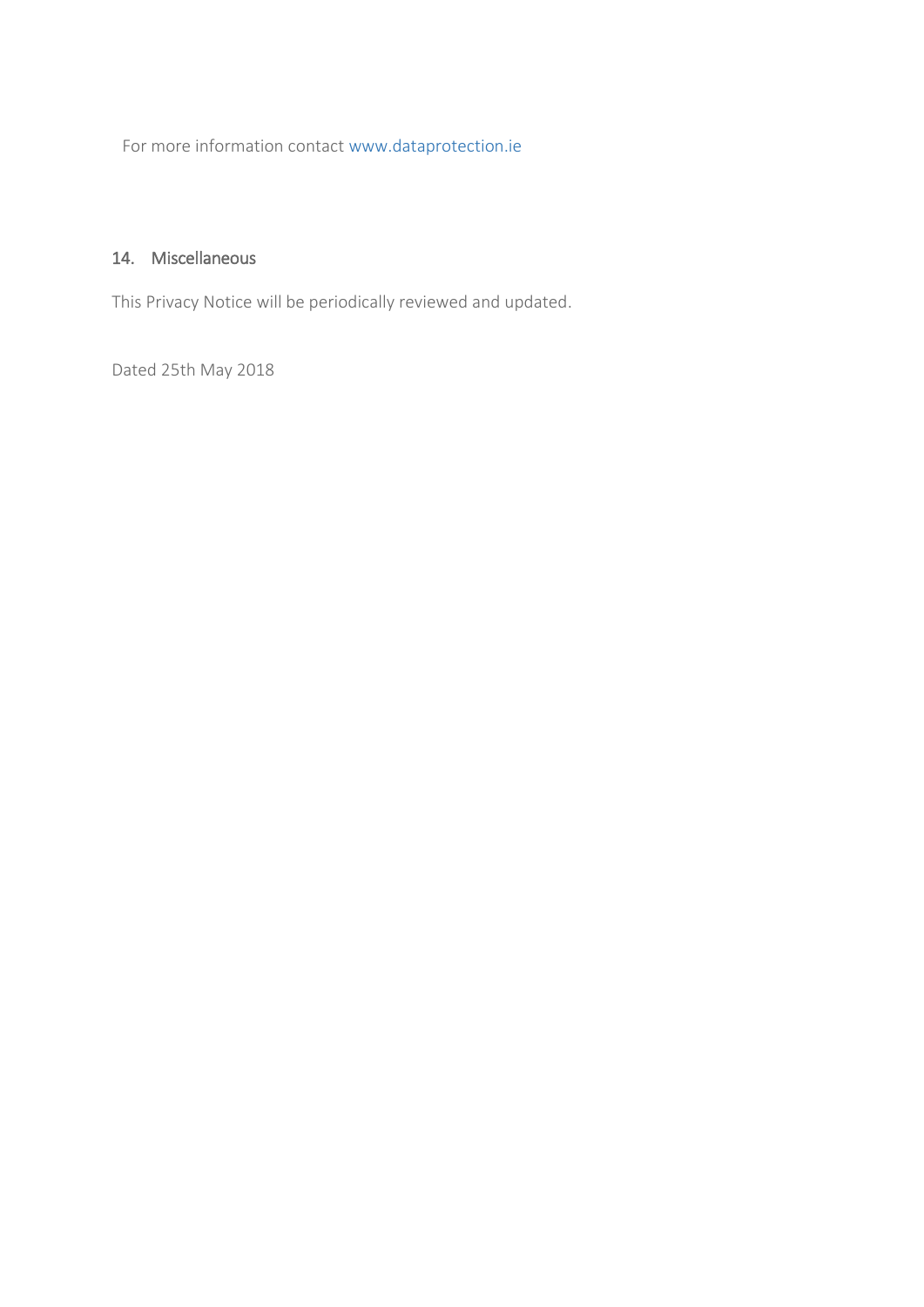For more information contact www.dataprotection.ie

## 14. Miscellaneous

This Privacy Notice will be periodically reviewed and updated.

Dated 25th May 2018